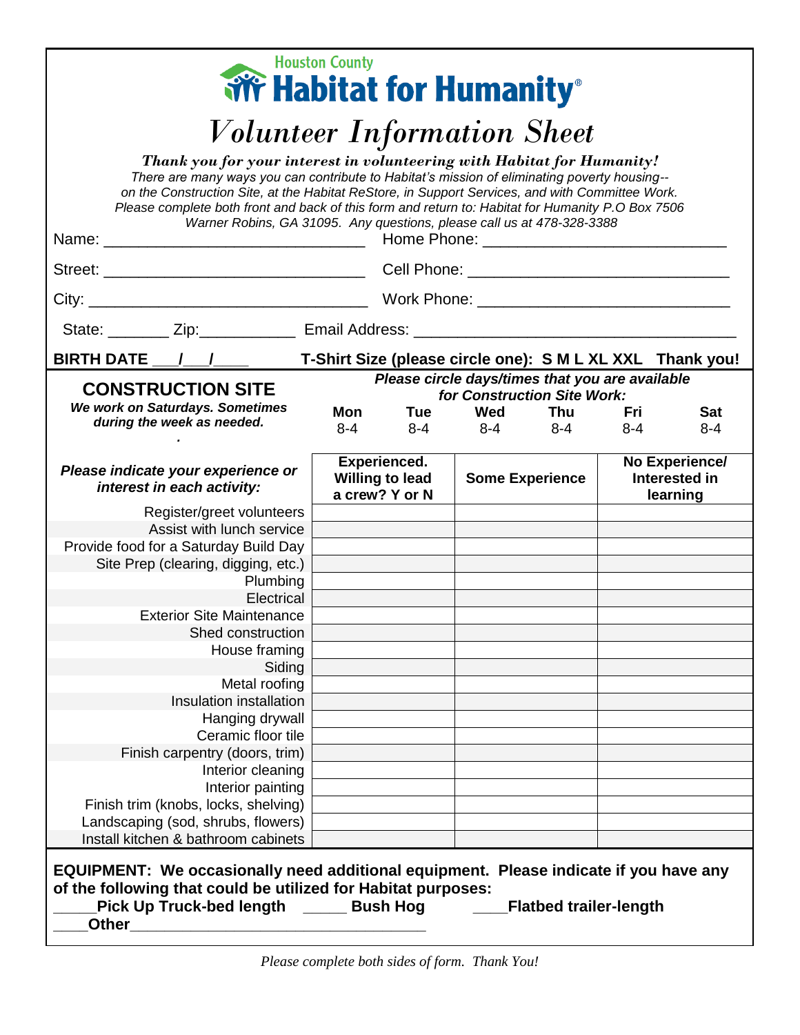Houston County

# Habitat for Humanity®

## Volunteer Information Sheet

***Thank you for your interest in volunteering with Habitat for Humanity!***

*There are many ways you can contribute to Habitat's mission of eliminating poverty housing-- on the Construction Site, at the Habitat ReStore, in Support Services, and with Committee Work. Please complete both front and back of this form and return to: Habitat for Humanity P.O Box 7506 Warner Robins, GA 31095. Any questions, please call us at 478-328-3388*

Name: ______________________________ Home Phone: ___________________________

Street: ______________________________ Cell Phone: _____________________________

City: ________________________________ Work Phone: ____________________________

State: _______ Zip:___________ Email Address: ____________________________________

**BIRTH DATE \_\_\_/\_\_\_/\_\_\_\_ T-Shirt Size (please circle one): S M L XL XXL Thank you!**

### CONSTRUCTION SITE

***We work on Saturdays. Sometimes during the week as needed.***

***Please circle days/times that you are available for Construction Site Work:***

| **Mon** | **Tue** | **Wed** | **Thu** | **Fri** | **Sat** |
|---|---|---|---|---|---|
| 8-4 | 8-4 | 8-4 | 8-4 | 8-4 | 8-4 |

| ***Please indicate your experience or interest in each activity:*** | **Experienced. Willing to lead a crew? Y or N** | **Some Experience** | **No Experience/ Interested in learning** |
|---|---|---|---|
| Register/greet volunteers | | | |
| Assist with lunch service | | | |
| Provide food for a Saturday Build Day | | | |
| Site Prep (clearing, digging, etc.) | | | |
| Plumbing | | | |
| Electrical | | | |
| Exterior Site Maintenance | | | |
| Shed construction | | | |
| House framing | | | |
| Siding | | | |
| Metal roofing | | | |
| Insulation installation | | | |
| Hanging drywall | | | |
| Ceramic floor tile | | | |
| Finish carpentry (doors, trim) | | | |
| Interior cleaning | | | |
| Interior painting | | | |
| Finish trim (knobs, locks, shelving) | | | |
| Landscaping (sod, shrubs, flowers) | | | |
| Install kitchen & bathroom cabinets | | | |

**EQUIPMENT: We occasionally need additional equipment. Please indicate if you have any of the following that could be utilized for Habitat purposes:**

**\_\_\_\_\_Pick Up Truck-bed length \_\_\_\_\_ Bush Hog \_\_\_\_Flatbed trailer-length**

**\_\_\_\_Other\_\_\_\_\_\_\_\_\_\_\_\_\_\_\_\_\_\_\_\_\_\_\_\_\_\_\_\_\_\_\_\_\_\_\_\_**

*Please complete both sides of form. Thank You!*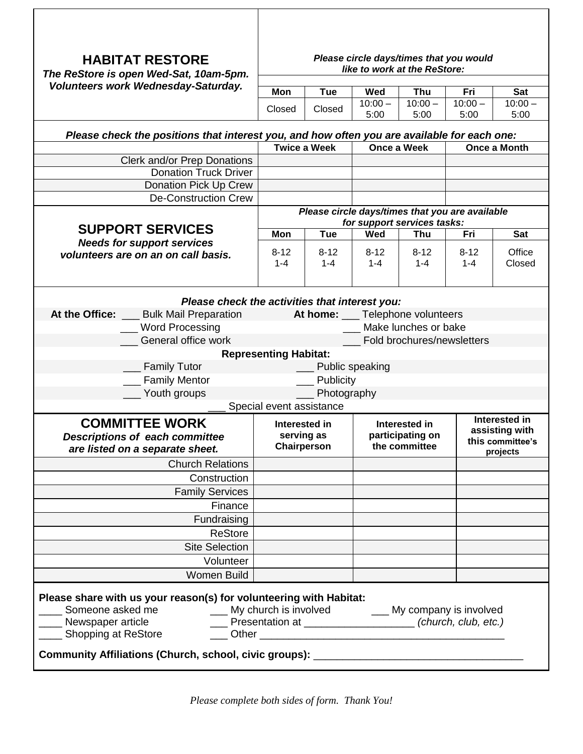## HABITAT RESTORE

***The ReStore is open Wed-Sat, 10am-5pm. Volunteers work Wednesday-Saturday.***

***Please circle days/times that you would like to work at the ReStore:***

| Mon | Tue | Wed | Thu | Fri | Sat |
|---|---|---|---|---|---|
| Closed | Closed | 10:00 – 5:00 | 10:00 – 5:00 | 10:00 – 5:00 | 10:00 – 5:00 |

***Please check the positions that interest you, and how often you are available for each one:***

| | Twice a Week | Once a Week | Once a Month |
|---|---|---|---|
| Clerk and/or Prep Donations | | | |
| Donation Truck Driver | | | |
| Donation Pick Up Crew | | | |
| De-Construction Crew | | | |

## SUPPORT SERVICES

***Needs for support services volunteers are on an on call basis.***

***Please circle days/times that you are available for support services tasks:***

| Mon | Tue | Wed | Thu | Fri | Sat |
|---|---|---|---|---|---|
| 8-12 1-4 | 8-12 1-4 | 8-12 1-4 | 8-12 1-4 | 8-12 1-4 | Office Closed |

***Please check the activities that interest you:***

**At the Office:**
___ Bulk Mail Preparation
___ Word Processing
___ General office work

**At home:**
___ Telephone volunteers
___ Make lunches or bake
___ Fold brochures/newsletters

**Representing Habitat:**
___ Family Tutor
___ Family Mentor
___ Youth groups
___ Public speaking
___ Publicity
___ Photography
___ Special event assistance

## COMMITTEE WORK

***Descriptions of each committee are listed on a separate sheet.***

| | Interested in serving as Chairperson | Interested in participating on the committee | Interested in assisting with this committee's projects |
|---|---|---|---|
| Church Relations | | | |
| Construction | | | |
| Family Services | | | |
| Finance | | | |
| Fundraising | | | |
| ReStore | | | |
| Site Selection | | | |
| Volunteer | | | |
| Women Build | | | |

**Please share with us your reason(s) for volunteering with Habitat:**

____ Someone asked me
___ My church is involved
___ My company is involved
____ Newspaper article
___ Presentation at ___________________ *(church, club, etc.)*
____ Shopping at ReStore
___ Other ________________________________________

**Community Affiliations (Church, school, civic groups):** ___________________________________

*Please complete both sides of form. Thank You!*